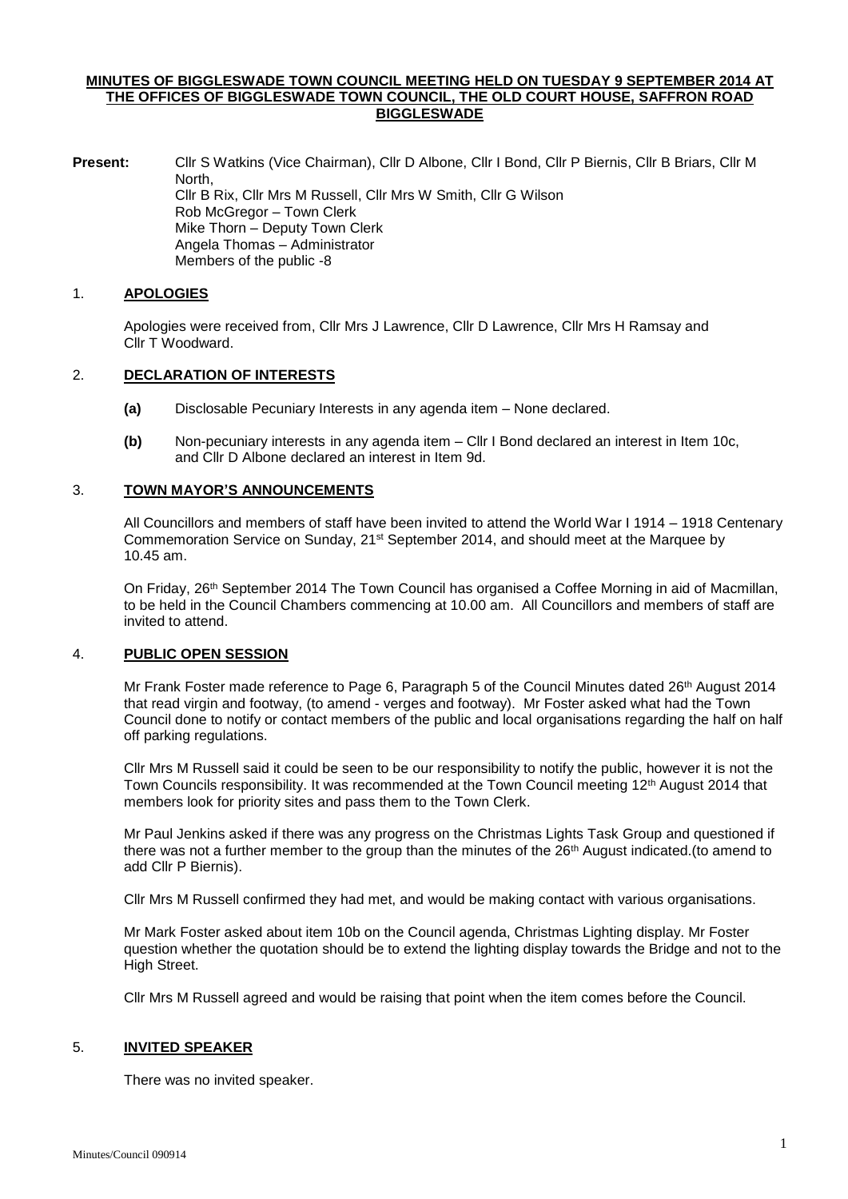**MINUTES OF BIGGLESWADE TOWN COUNCIL MEETING HELD ON TUESDAY 9 SEPTEMBER 2014 AT THE OFFICES OF BIGGLESWADE TOWN COUNCIL, THE OLD COURT HOUSE, SAFFRON ROAD BIGGLESWADE**

**Present:** Cllr S Watkins (Vice Chairman), Cllr D Albone, Cllr I Bond, Cllr P Biernis, Cllr B Briars, Cllr M North,
Cllr B Rix, Cllr Mrs M Russell, Cllr Mrs W Smith, Cllr G Wilson
Rob McGregor – Town Clerk
Mike Thorn – Deputy Town Clerk
Angela Thomas – Administrator
Members of the public -8

## 1. APOLOGIES

Apologies were received from, Cllr Mrs J Lawrence, Cllr D Lawrence, Cllr Mrs H Ramsay and Cllr T Woodward.

## 2. DECLARATION OF INTERESTS

- **(a)** Disclosable Pecuniary Interests in any agenda item – None declared.
- **(b)** Non-pecuniary interests in any agenda item – Cllr I Bond declared an interest in Item 10c, and Cllr D Albone declared an interest in Item 9d.

## 3. TOWN MAYOR'S ANNOUNCEMENTS

All Councillors and members of staff have been invited to attend the World War I 1914 – 1918 Centenary Commemoration Service on Sunday, 21st September 2014, and should meet at the Marquee by 10.45 am.

On Friday, 26th September 2014 The Town Council has organised a Coffee Morning in aid of Macmillan, to be held in the Council Chambers commencing at 10.00 am. All Councillors and members of staff are invited to attend.

## 4. PUBLIC OPEN SESSION

Mr Frank Foster made reference to Page 6, Paragraph 5 of the Council Minutes dated 26th August 2014 that read virgin and footway, (to amend - verges and footway). Mr Foster asked what had the Town Council done to notify or contact members of the public and local organisations regarding the half on half off parking regulations.

Cllr Mrs M Russell said it could be seen to be our responsibility to notify the public, however it is not the Town Councils responsibility. It was recommended at the Town Council meeting 12th August 2014 that members look for priority sites and pass them to the Town Clerk.

Mr Paul Jenkins asked if there was any progress on the Christmas Lights Task Group and questioned if there was not a further member to the group than the minutes of the 26th August indicated.(to amend to add Cllr P Biernis).

Cllr Mrs M Russell confirmed they had met, and would be making contact with various organisations.

Mr Mark Foster asked about item 10b on the Council agenda, Christmas Lighting display. Mr Foster question whether the quotation should be to extend the lighting display towards the Bridge and not to the High Street.

Cllr Mrs M Russell agreed and would be raising that point when the item comes before the Council.

## 5. INVITED SPEAKER

There was no invited speaker.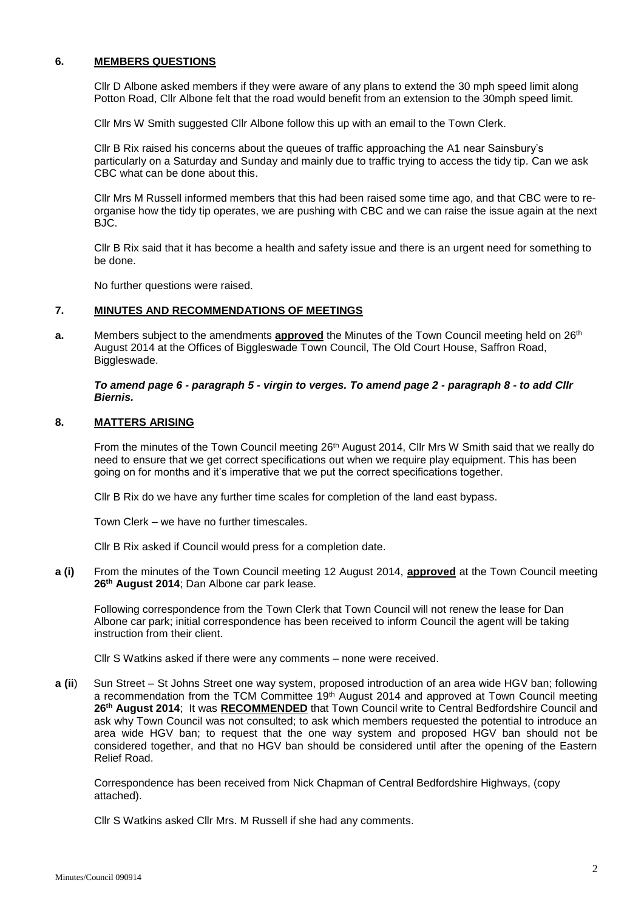## 6. MEMBERS QUESTIONS

Cllr D Albone asked members if they were aware of any plans to extend the 30 mph speed limit along Potton Road, Cllr Albone felt that the road would benefit from an extension to the 30mph speed limit.

Cllr Mrs W Smith suggested Cllr Albone follow this up with an email to the Town Clerk.

Cllr B Rix raised his concerns about the queues of traffic approaching the A1 near Sainsbury's particularly on a Saturday and Sunday and mainly due to traffic trying to access the tidy tip. Can we ask CBC what can be done about this.

Cllr Mrs M Russell informed members that this had been raised some time ago, and that CBC were to re-organise how the tidy tip operates, we are pushing with CBC and we can raise the issue again at the next BJC.

Cllr B Rix said that it has become a health and safety issue and there is an urgent need for something to be done.

No further questions were raised.

## 7. MINUTES AND RECOMMENDATIONS OF MEETINGS

**a.** Members subject to the amendments **approved** the Minutes of the Town Council meeting held on 26th August 2014 at the Offices of Biggleswade Town Council, The Old Court House, Saffron Road, Biggleswade.

***To amend page 6 - paragraph 5 - virgin to verges. To amend page 2 - paragraph 8 - to add Cllr Biernis.***

## 8. MATTERS ARISING

From the minutes of the Town Council meeting 26th August 2014, Cllr Mrs W Smith said that we really do need to ensure that we get correct specifications out when we require play equipment. This has been going on for months and it's imperative that we put the correct specifications together.

Cllr B Rix do we have any further time scales for completion of the land east bypass.

Town Clerk – we have no further timescales.

Cllr B Rix asked if Council would press for a completion date.

**a (i)** From the minutes of the Town Council meeting 12 August 2014, **approved** at the Town Council meeting **26th August 2014**; Dan Albone car park lease.

Following correspondence from the Town Clerk that Town Council will not renew the lease for Dan Albone car park; initial correspondence has been received to inform Council the agent will be taking instruction from their client.

Cllr S Watkins asked if there were any comments – none were received.

**a (ii)** Sun Street – St Johns Street one way system, proposed introduction of an area wide HGV ban; following a recommendation from the TCM Committee 19th August 2014 and approved at Town Council meeting **26th August 2014**; It was **RECOMMENDED** that Town Council write to Central Bedfordshire Council and ask why Town Council was not consulted; to ask which members requested the potential to introduce an area wide HGV ban; to request that the one way system and proposed HGV ban should not be considered together, and that no HGV ban should be considered until after the opening of the Eastern Relief Road.

Correspondence has been received from Nick Chapman of Central Bedfordshire Highways, (copy attached).

Cllr S Watkins asked Cllr Mrs. M Russell if she had any comments.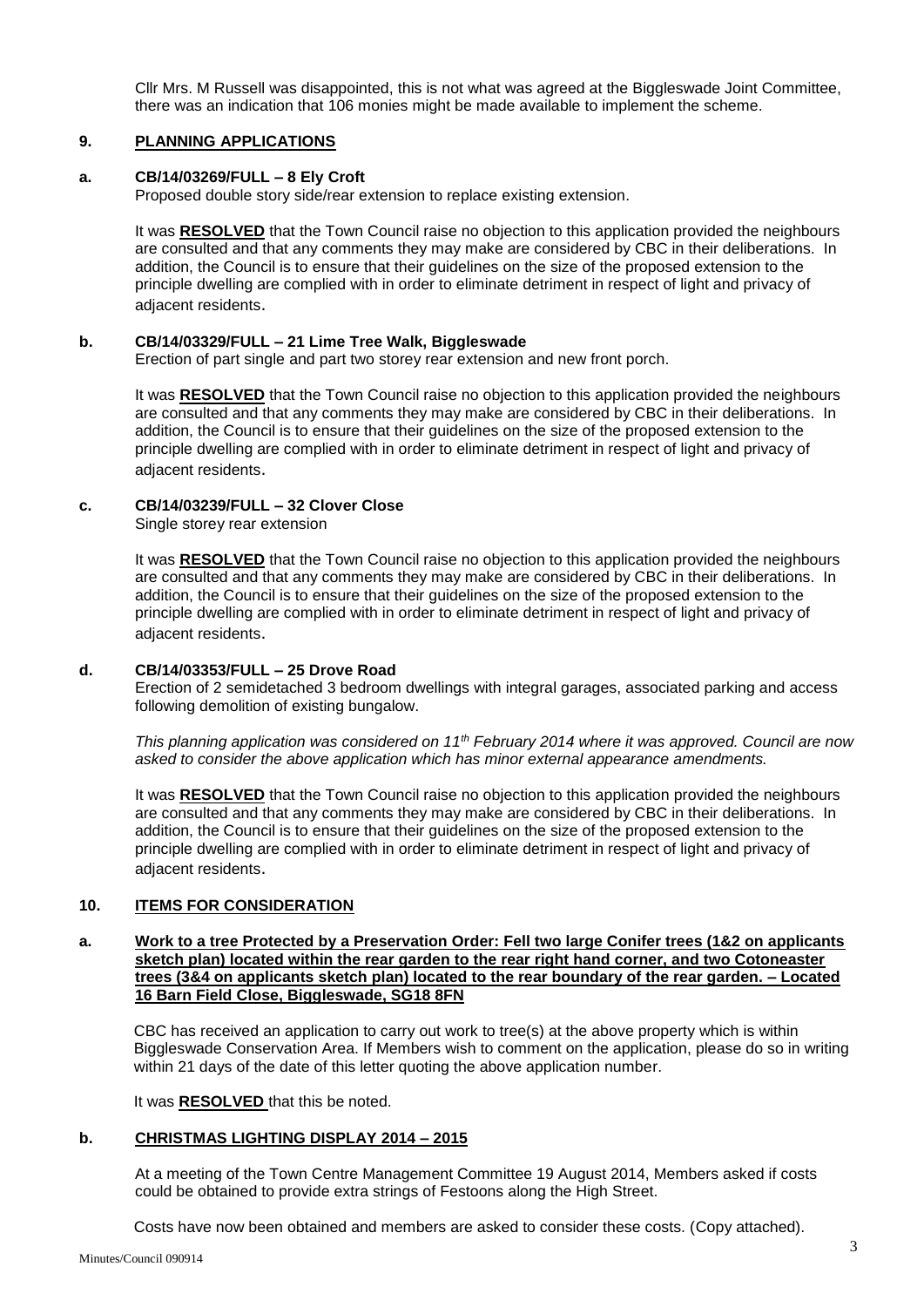Cllr Mrs. M Russell was disappointed, this is not what was agreed at the Biggleswade Joint Committee, there was an indication that 106 monies might be made available to implement the scheme.

## 9. PLANNING APPLICATIONS

### a. CB/14/03269/FULL – 8 Ely Croft

Proposed double story side/rear extension to replace existing extension.

It was **RESOLVED** that the Town Council raise no objection to this application provided the neighbours are consulted and that any comments they may make are considered by CBC in their deliberations. In addition, the Council is to ensure that their guidelines on the size of the proposed extension to the principle dwelling are complied with in order to eliminate detriment in respect of light and privacy of adjacent residents.

### b. CB/14/03329/FULL – 21 Lime Tree Walk, Biggleswade

Erection of part single and part two storey rear extension and new front porch.

It was **RESOLVED** that the Town Council raise no objection to this application provided the neighbours are consulted and that any comments they may make are considered by CBC in their deliberations. In addition, the Council is to ensure that their guidelines on the size of the proposed extension to the principle dwelling are complied with in order to eliminate detriment in respect of light and privacy of adjacent residents.

### c. CB/14/03239/FULL – 32 Clover Close

Single storey rear extension

It was **RESOLVED** that the Town Council raise no objection to this application provided the neighbours are consulted and that any comments they may make are considered by CBC in their deliberations. In addition, the Council is to ensure that their guidelines on the size of the proposed extension to the principle dwelling are complied with in order to eliminate detriment in respect of light and privacy of adjacent residents.

### d. CB/14/03353/FULL – 25 Drove Road

Erection of 2 semidetached 3 bedroom dwellings with integral garages, associated parking and access following demolition of existing bungalow.

*This planning application was considered on 11th February 2014 where it was approved. Council are now asked to consider the above application which has minor external appearance amendments.*

It was **RESOLVED** that the Town Council raise no objection to this application provided the neighbours are consulted and that any comments they may make are considered by CBC in their deliberations. In addition, the Council is to ensure that their guidelines on the size of the proposed extension to the principle dwelling are complied with in order to eliminate detriment in respect of light and privacy of adjacent residents.

## 10. ITEMS FOR CONSIDERATION

### a. Work to a tree Protected by a Preservation Order: Fell two large Conifer trees (1&2 on applicants sketch plan) located within the rear garden to the rear right hand corner, and two Cotoneaster trees (3&4 on applicants sketch plan) located to the rear boundary of the rear garden. – Located 16 Barn Field Close, Biggleswade, SG18 8FN

CBC has received an application to carry out work to tree(s) at the above property which is within Biggleswade Conservation Area. If Members wish to comment on the application, please do so in writing within 21 days of the date of this letter quoting the above application number.

It was **RESOLVED** that this be noted.

### b. CHRISTMAS LIGHTING DISPLAY 2014 – 2015

At a meeting of the Town Centre Management Committee 19 August 2014, Members asked if costs could be obtained to provide extra strings of Festoons along the High Street.

Costs have now been obtained and members are asked to consider these costs. (Copy attached).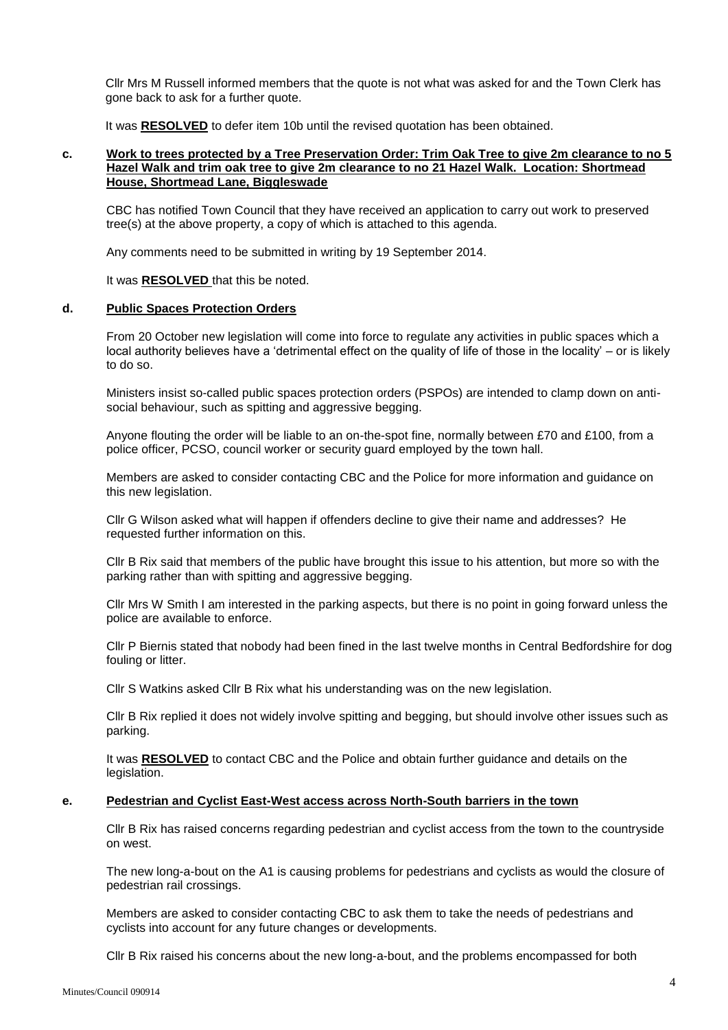Cllr Mrs M Russell informed members that the quote is not what was asked for and the Town Clerk has gone back to ask for a further quote.

It was **RESOLVED** to defer item 10b until the revised quotation has been obtained.

**c. Work to trees protected by a Tree Preservation Order: Trim Oak Tree to give 2m clearance to no 5 Hazel Walk and trim oak tree to give 2m clearance to no 21 Hazel Walk. Location: Shortmead House, Shortmead Lane, Biggleswade**

CBC has notified Town Council that they have received an application to carry out work to preserved tree(s) at the above property, a copy of which is attached to this agenda.

Any comments need to be submitted in writing by 19 September 2014.

It was **RESOLVED** that this be noted.

**d. Public Spaces Protection Orders**

From 20 October new legislation will come into force to regulate any activities in public spaces which a local authority believes have a 'detrimental effect on the quality of life of those in the locality' – or is likely to do so.

Ministers insist so-called public spaces protection orders (PSPOs) are intended to clamp down on anti-social behaviour, such as spitting and aggressive begging.

Anyone flouting the order will be liable to an on-the-spot fine, normally between £70 and £100, from a police officer, PCSO, council worker or security guard employed by the town hall.

Members are asked to consider contacting CBC and the Police for more information and guidance on this new legislation.

Cllr G Wilson asked what will happen if offenders decline to give their name and addresses? He requested further information on this.

Cllr B Rix said that members of the public have brought this issue to his attention, but more so with the parking rather than with spitting and aggressive begging.

Cllr Mrs W Smith I am interested in the parking aspects, but there is no point in going forward unless the police are available to enforce.

Cllr P Biernis stated that nobody had been fined in the last twelve months in Central Bedfordshire for dog fouling or litter.

Cllr S Watkins asked Cllr B Rix what his understanding was on the new legislation.

Cllr B Rix replied it does not widely involve spitting and begging, but should involve other issues such as parking.

It was **RESOLVED** to contact CBC and the Police and obtain further guidance and details on the legislation.

**e. Pedestrian and Cyclist East-West access across North-South barriers in the town**

Cllr B Rix has raised concerns regarding pedestrian and cyclist access from the town to the countryside on west.

The new long-a-bout on the A1 is causing problems for pedestrians and cyclists as would the closure of pedestrian rail crossings.

Members are asked to consider contacting CBC to ask them to take the needs of pedestrians and cyclists into account for any future changes or developments.

Cllr B Rix raised his concerns about the new long-a-bout, and the problems encompassed for both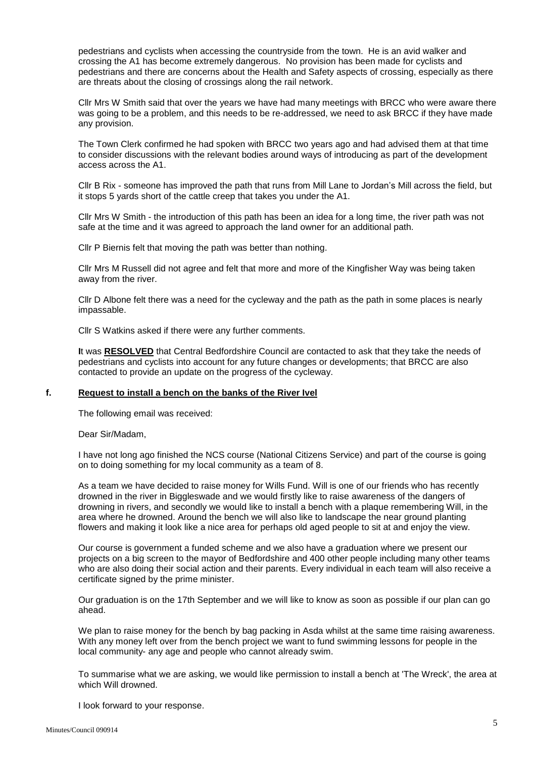pedestrians and cyclists when accessing the countryside from the town. He is an avid walker and crossing the A1 has become extremely dangerous. No provision has been made for cyclists and pedestrians and there are concerns about the Health and Safety aspects of crossing, especially as there are threats about the closing of crossings along the rail network.

Cllr Mrs W Smith said that over the years we have had many meetings with BRCC who were aware there was going to be a problem, and this needs to be re-addressed, we need to ask BRCC if they have made any provision.

The Town Clerk confirmed he had spoken with BRCC two years ago and had advised them at that time to consider discussions with the relevant bodies around ways of introducing as part of the development access across the A1.

Cllr B Rix - someone has improved the path that runs from Mill Lane to Jordan's Mill across the field, but it stops 5 yards short of the cattle creep that takes you under the A1.

Cllr Mrs W Smith - the introduction of this path has been an idea for a long time, the river path was not safe at the time and it was agreed to approach the land owner for an additional path.

Cllr P Biernis felt that moving the path was better than nothing.

Cllr Mrs M Russell did not agree and felt that more and more of the Kingfisher Way was being taken away from the river.

Cllr D Albone felt there was a need for the cycleway and the path as the path in some places is nearly impassable.

Cllr S Watkins asked if there were any further comments.

**I**t was **RESOLVED** that Central Bedfordshire Council are contacted to ask that they take the needs of pedestrians and cyclists into account for any future changes or developments; that BRCC are also contacted to provide an update on the progress of the cycleway.

**f. Request to install a bench on the banks of the River Ivel**

The following email was received:

Dear Sir/Madam,

I have not long ago finished the NCS course (National Citizens Service) and part of the course is going on to doing something for my local community as a team of 8.

As a team we have decided to raise money for Wills Fund. Will is one of our friends who has recently drowned in the river in Biggleswade and we would firstly like to raise awareness of the dangers of drowning in rivers, and secondly we would like to install a bench with a plaque remembering Will, in the area where he drowned. Around the bench we will also like to landscape the near ground planting flowers and making it look like a nice area for perhaps old aged people to sit at and enjoy the view.

Our course is government a funded scheme and we also have a graduation where we present our projects on a big screen to the mayor of Bedfordshire and 400 other people including many other teams who are also doing their social action and their parents. Every individual in each team will also receive a certificate signed by the prime minister.

Our graduation is on the 17th September and we will like to know as soon as possible if our plan can go ahead.

We plan to raise money for the bench by bag packing in Asda whilst at the same time raising awareness. With any money left over from the bench project we want to fund swimming lessons for people in the local community- any age and people who cannot already swim.

To summarise what we are asking, we would like permission to install a bench at 'The Wreck', the area at which Will drowned.

I look forward to your response.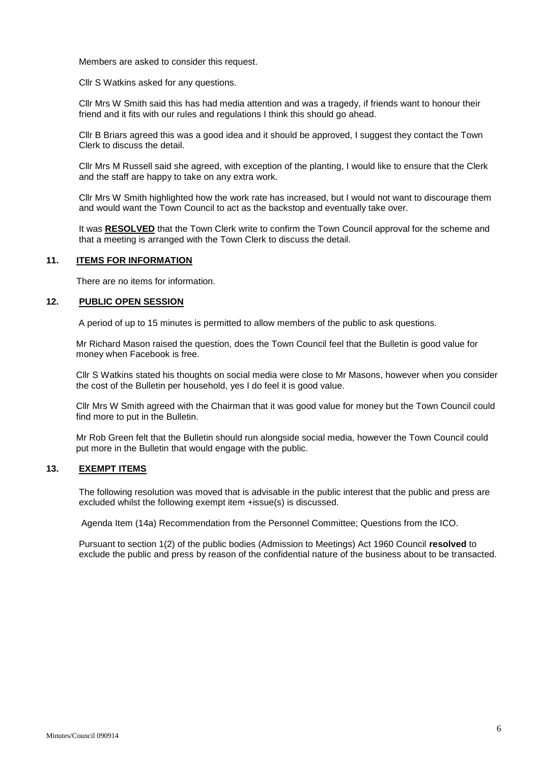Members are asked to consider this request.

Cllr S Watkins asked for any questions.

Cllr Mrs W Smith said this has had media attention and was a tragedy, if friends want to honour their friend and it fits with our rules and regulations I think this should go ahead.

Cllr B Briars agreed this was a good idea and it should be approved, I suggest they contact the Town Clerk to discuss the detail.

Cllr Mrs M Russell said she agreed, with exception of the planting, I would like to ensure that the Clerk and the staff are happy to take on any extra work.

Cllr Mrs W Smith highlighted how the work rate has increased, but I would not want to discourage them and would want the Town Council to act as the backstop and eventually take over.

It was **RESOLVED** that the Town Clerk write to confirm the Town Council approval for the scheme and that a meeting is arranged with the Town Clerk to discuss the detail.

## 11. ITEMS FOR INFORMATION

There are no items for information.

## 12. PUBLIC OPEN SESSION

A period of up to 15 minutes is permitted to allow members of the public to ask questions.

Mr Richard Mason raised the question, does the Town Council feel that the Bulletin is good value for money when Facebook is free.

Cllr S Watkins stated his thoughts on social media were close to Mr Masons, however when you consider the cost of the Bulletin per household, yes I do feel it is good value.

Cllr Mrs W Smith agreed with the Chairman that it was good value for money but the Town Council could find more to put in the Bulletin.

Mr Rob Green felt that the Bulletin should run alongside social media, however the Town Council could put more in the Bulletin that would engage with the public.

## 13. EXEMPT ITEMS

The following resolution was moved that is advisable in the public interest that the public and press are excluded whilst the following exempt item +issue(s) is discussed.

Agenda Item (14a) Recommendation from the Personnel Committee; Questions from the ICO.

Pursuant to section 1(2) of the public bodies (Admission to Meetings) Act 1960 Council **resolved** to exclude the public and press by reason of the confidential nature of the business about to be transacted.